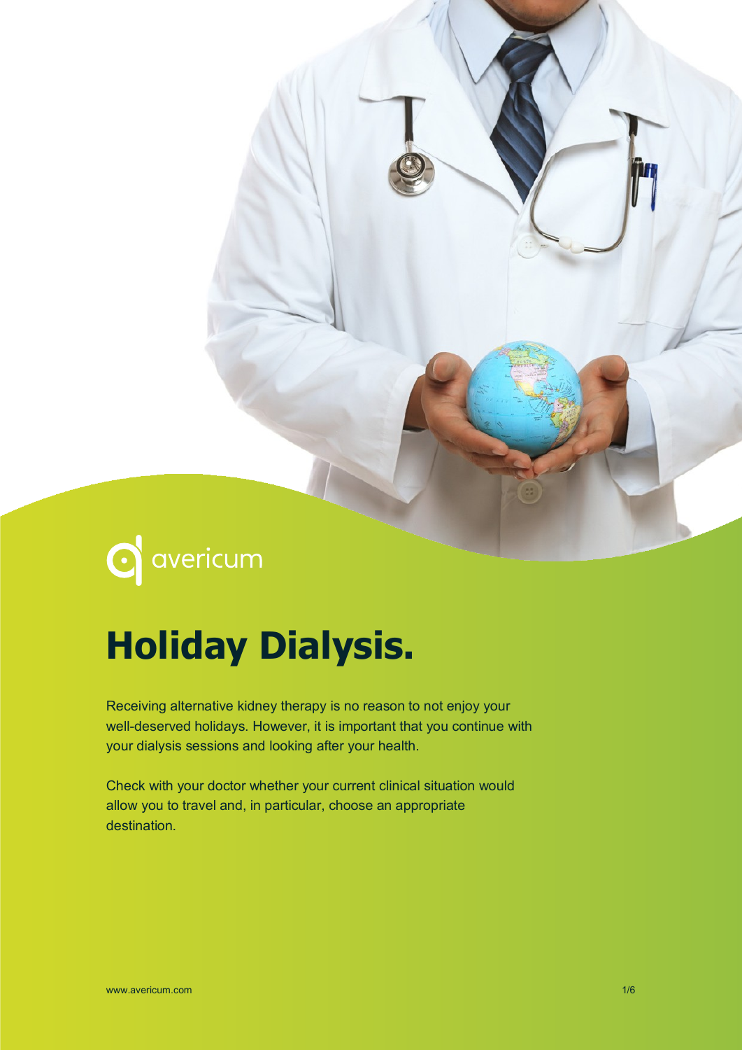avericum

# Holiday Dialysis.

Receiving alternative kidney therapy is no reason to not enjoy your well-deserved holidays. However, it is important that you continue with your dialysis sessions and looking after your health.

Check with your doctor whether your current clinical situation would allow you to travel and, in particular, choose an appropriate destination.

www.avericum.com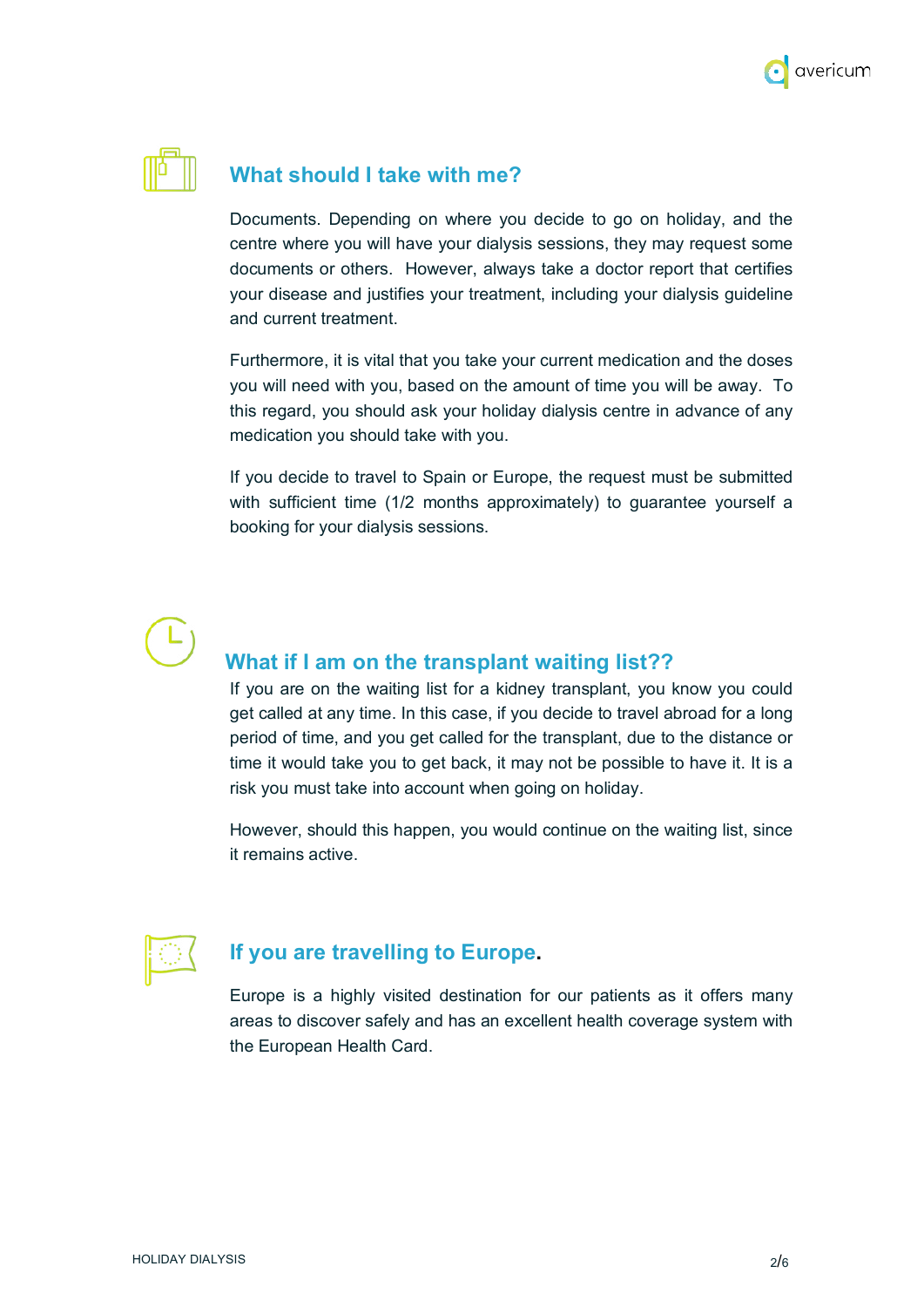## What should I take with me?

Documents. Depending on where you decide to go on holiday, and the centre where you will have your dialysis sessions, they may request some documents or others. However, always take a doctor report that certifies your disease and justifies your treatment, including your dialysis guideline and current treatment.

Furthermore, it is vital that you take your current medication and the doses you will need with you, based on the amount of time you will be away. To this regard, you should ask your holiday dialysis centre in advance of any medication you should take with you.

If you decide to travel to Spain or Europe, the request must be submitted with sufficient time (1/2 months approximately) to guarantee yourself a booking for your dialysis sessions.

## What if I am on the transplant waiting list??

If you are on the waiting list for a kidney transplant, you know you could get called at any time. In this case, if you decide to travel abroad for a long period of time, and you get called for the transplant, due to the distance or time it would take you to get back, it may not be possible to have it. It is a risk you must take into account when going on holiday.

However, should this happen, you would continue on the waiting list, since it remains active.

## If you are travelling to Europe.

Europe is a highly visited destination for our patients as it offers many areas to discover safely and has an excellent health coverage system with the European Health Card.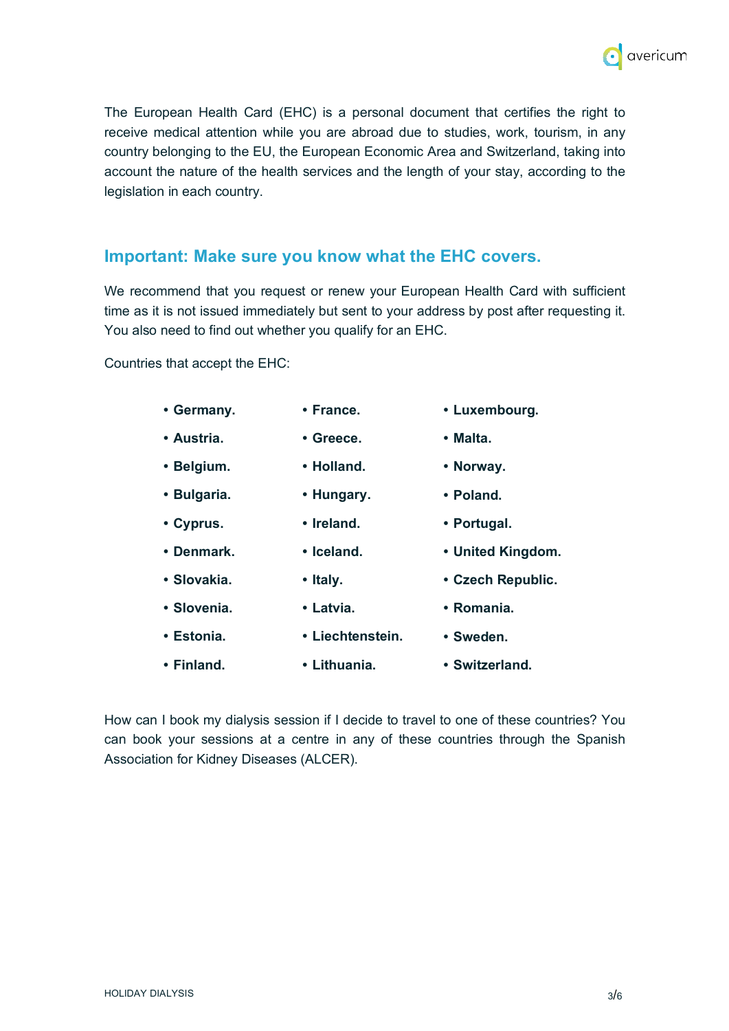The European Health Card (EHC) is a personal document that certifies the right to receive medical attention while you are abroad due to studies, work, tourism, in any country belonging to the EU, the European Economic Area and Switzerland, taking into account the nature of the health services and the length of your stay, according to the legislation in each country.

## Important: Make sure you know what the EHC covers.

We recommend that you request or renew your European Health Card with sufficient time as it is not issued immediately but sent to your address by post after requesting it. You also need to find out whether you qualify for an EHC.

Countries that accept the EHC:

- **Germany.**
- **Austria.**
- **Belgium.**
- **Bulgaria.**
- **Cyprus.**
- **Denmark.**
- **Slovakia.**
- **Slovenia.**
- **Estonia.**
- **Finland.**
- **France.**
- **Greece.**
- **Holland.**
- **Hungary.**
- **Ireland.**
- **Iceland.**
- **Italy.**
- **Latvia.**
- **Liechtenstein.**
- **Lithuania.**
- **Luxembourg.**
- **Malta.**
- **Norway.**
- **Poland.**
- **Portugal.**
- **United Kingdom.**
- **Czech Republic.**
- **Romania.**
- **Sweden.**
- **Switzerland.**

How can I book my dialysis session if I decide to travel to one of these countries? You can book your sessions at a centre in any of these countries through the Spanish Association for Kidney Diseases (ALCER).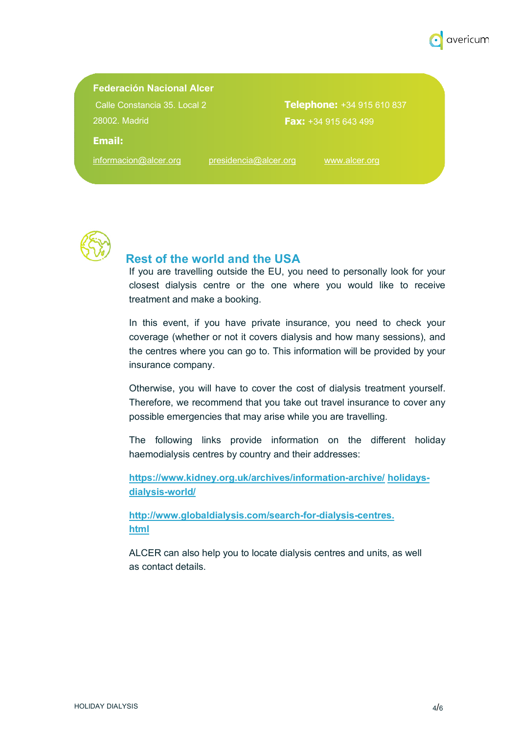**Federación Nacional Alcer**

Calle Constancia 35. Local 2

28002. Madrid

**Telephone:** +34 915 610 837

**Fax:** +34 915 643 499

**Email:**

informacion@alcer.org presidencia@alcer.org www.alcer.org

## Rest of the world and the USA

If you are travelling outside the EU, you need to personally look for your closest dialysis centre or the one where you would like to receive treatment and make a booking.

In this event, if you have private insurance, you need to check your coverage (whether or not it covers dialysis and how many sessions), and the centres where you can go to. This information will be provided by your insurance company.

Otherwise, you will have to cover the cost of dialysis treatment yourself. Therefore, we recommend that you take out travel insurance to cover any possible emergencies that may arise while you are travelling.

The following links provide information on the different holiday haemodialysis centres by country and their addresses:

**https://www.kidney.org.uk/archives/information-archive/ holidays-dialysis-world/**

**http://www.globaldialysis.com/search-for-dialysis-centres.html**

ALCER can also help you to locate dialysis centres and units, as well as contact details.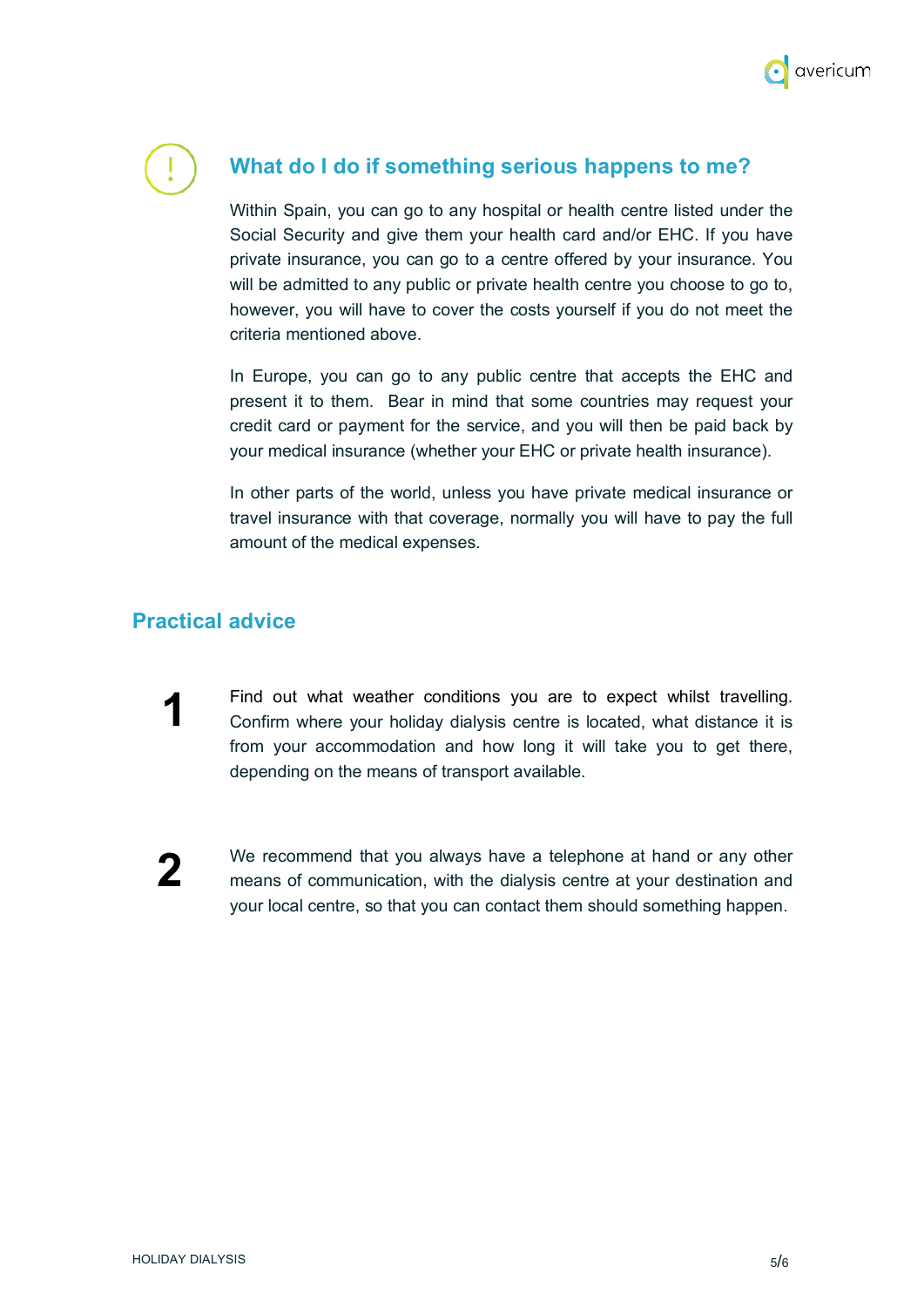## What do I do if something serious happens to me?

Within Spain, you can go to any hospital or health centre listed under the Social Security and give them your health card and/or EHC. If you have private insurance, you can go to a centre offered by your insurance. You will be admitted to any public or private health centre you choose to go to, however, you will have to cover the costs yourself if you do not meet the criteria mentioned above.

In Europe, you can go to any public centre that accepts the EHC and present it to them. Bear in mind that some countries may request your credit card or payment for the service, and you will then be paid back by your medical insurance (whether your EHC or private health insurance).

In other parts of the world, unless you have private medical insurance or travel insurance with that coverage, normally you will have to pay the full amount of the medical expenses.

## Practical advice

1. Find out what weather conditions you are to expect whilst travelling. Confirm where your holiday dialysis centre is located, what distance it is from your accommodation and how long it will take you to get there, depending on the means of transport available.

2. We recommend that you always have a telephone at hand or any other means of communication, with the dialysis centre at your destination and your local centre, so that you can contact them should something happen.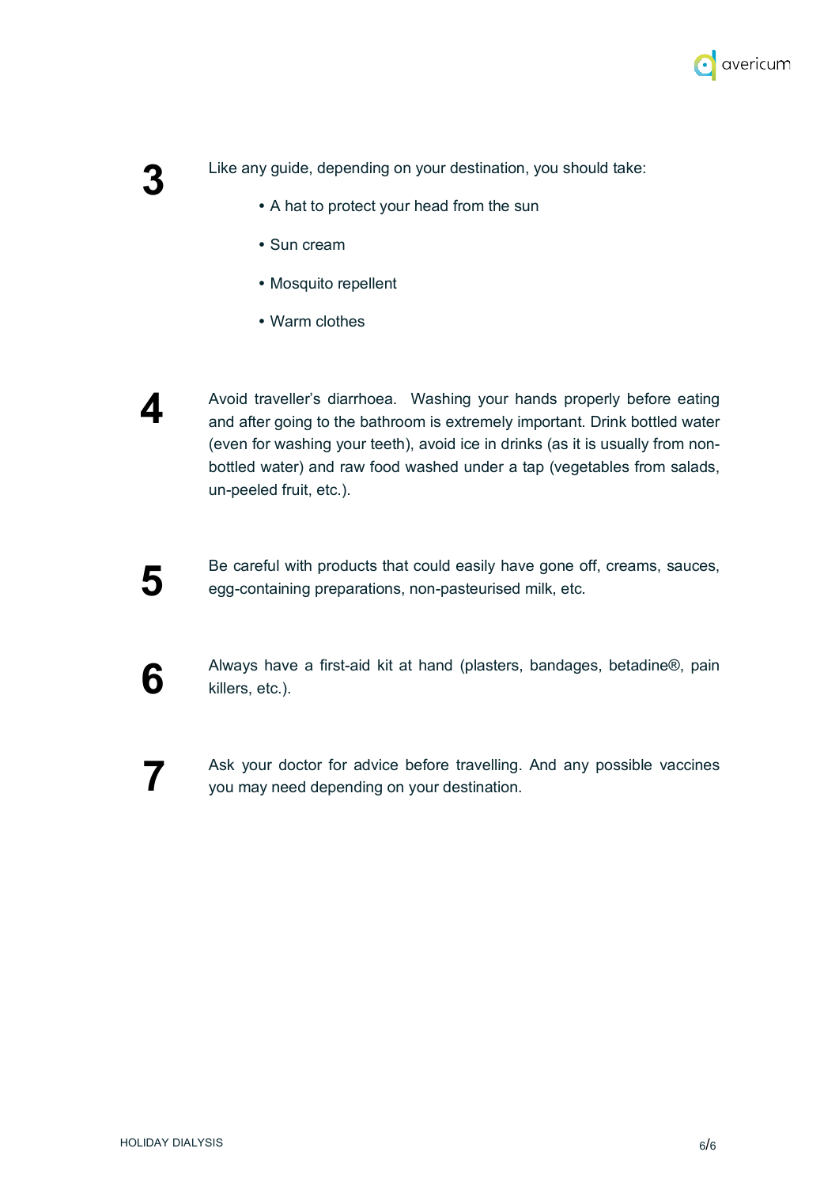**3** Like any guide, depending on your destination, you should take:

- A hat to protect your head from the sun
- Sun cream
- Mosquito repellent
- Warm clothes

**4** Avoid traveller's diarrhoea. Washing your hands properly before eating and after going to the bathroom is extremely important. Drink bottled water (even for washing your teeth), avoid ice in drinks (as it is usually from non-bottled water) and raw food washed under a tap (vegetables from salads, un-peeled fruit, etc.).

**5** Be careful with products that could easily have gone off, creams, sauces, egg-containing preparations, non-pasteurised milk, etc.

**6** Always have a first-aid kit at hand (plasters, bandages, betadine®, pain killers, etc.).

**7** Ask your doctor for advice before travelling. And any possible vaccines you may need depending on your destination.